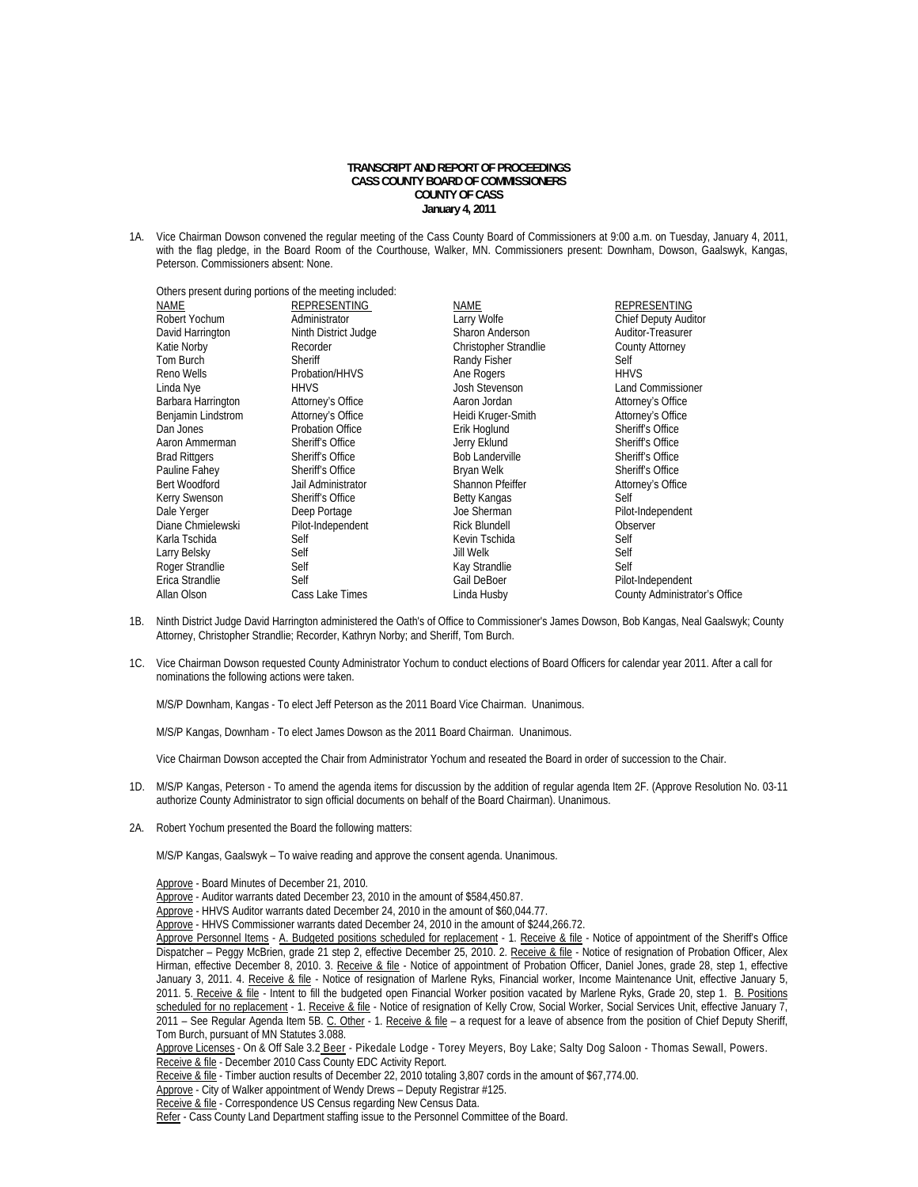**TRANSCRIPT AND REPORT OF PROCEEDINGS**
**CASS COUNTY BOARD OF COMMISSIONERS**
**COUNTY OF CASS**
**January 4, 2011**

1A. Vice Chairman Dowson convened the regular meeting of the Cass County Board of Commissioners at 9:00 a.m. on Tuesday, January 4, 2011, with the flag pledge, in the Board Room of the Courthouse, Walker, MN. Commissioners present: Downham, Dowson, Gaalswyk, Kangas, Peterson. Commissioners absent: None.

Others present during portions of the meeting included:

| NAME | REPRESENTING | NAME | REPRESENTING |
|---|---|---|---|
| Robert Yochum | Administrator | Larry Wolfe | Chief Deputy Auditor |
| David Harrington | Ninth District Judge | Sharon Anderson | Auditor-Treasurer |
| Katie Norby | Recorder | Christopher Strandlie | County Attorney |
| Tom Burch | Sheriff | Randy Fisher | Self |
| Reno Wells | Probation/HHVS | Ane Rogers | HHVS |
| Linda Nye | HHVS | Josh Stevenson | Land Commissioner |
| Barbara Harrington | Attorney's Office | Aaron Jordan | Attorney's Office |
| Benjamin Lindstrom | Attorney's Office | Heidi Kruger-Smith | Attorney's Office |
| Dan Jones | Probation Office | Erik Hoglund | Sheriff's Office |
| Aaron Ammerman | Sheriff's Office | Jerry Eklund | Sheriff's Office |
| Brad Rittgers | Sheriff's Office | Bob Landerville | Sheriff's Office |
| Pauline Fahey | Sheriff's Office | Bryan Welk | Sheriff's Office |
| Bert Woodford | Jail Administrator | Shannon Pfeiffer | Attorney's Office |
| Kerry Swenson | Sheriff's Office | Betty Kangas | Self |
| Dale Yerger | Deep Portage | Joe Sherman | Pilot-Independent |
| Diane Chmielewski | Pilot-Independent | Rick Blundell | Observer |
| Karla Tschida | Self | Kevin Tschida | Self |
| Larry Belsky | Self | Jill Welk | Self |
| Roger Strandlie | Self | Kay Strandlie | Self |
| Erica Strandlie | Self | Gail DeBoer | Pilot-Independent |
| Allan Olson | Cass Lake Times | Linda Husby | County Administrator's Office |

1B. Ninth District Judge David Harrington administered the Oath's of Office to Commissioner's James Dowson, Bob Kangas, Neal Gaalswyk; County Attorney, Christopher Strandlie; Recorder, Kathryn Norby; and Sheriff, Tom Burch.

1C. Vice Chairman Dowson requested County Administrator Yochum to conduct elections of Board Officers for calendar year 2011. After a call for nominations the following actions were taken.

M/S/P Downham, Kangas - To elect Jeff Peterson as the 2011 Board Vice Chairman. Unanimous.

M/S/P Kangas, Downham - To elect James Dowson as the 2011 Board Chairman. Unanimous.

Vice Chairman Dowson accepted the Chair from Administrator Yochum and reseated the Board in order of succession to the Chair.

1D. M/S/P Kangas, Peterson - To amend the agenda items for discussion by the addition of regular agenda Item 2F. (Approve Resolution No. 03-11 authorize County Administrator to sign official documents on behalf of the Board Chairman). Unanimous.

2A. Robert Yochum presented the Board the following matters:

M/S/P Kangas, Gaalswyk – To waive reading and approve the consent agenda. Unanimous.

Approve - Board Minutes of December 21, 2010.
Approve - Auditor warrants dated December 23, 2010 in the amount of $584,450.87.
Approve - HHVS Auditor warrants dated December 24, 2010 in the amount of $60,044.77.
Approve - HHVS Commissioner warrants dated December 24, 2010 in the amount of $244,266.72.
Approve Personnel Items - A. Budgeted positions scheduled for replacement - 1. Receive & file - Notice of appointment of the Sheriff's Office Dispatcher – Peggy McBrien, grade 21 step 2, effective December 25, 2010. 2. Receive & file - Notice of resignation of Probation Officer, Alex Hirman, effective December 8, 2010. 3. Receive & file - Notice of appointment of Probation Officer, Daniel Jones, grade 28, step 1, effective January 3, 2011. 4. Receive & file - Notice of resignation of Marlene Ryks, Financial worker, Income Maintenance Unit, effective January 5, 2011. 5. Receive & file - Intent to fill the budgeted open Financial Worker position vacated by Marlene Ryks, Grade 20, step 1. B. Positions scheduled for no replacement - 1. Receive & file - Notice of resignation of Kelly Crow, Social Worker, Social Services Unit, effective January 7, 2011 – See Regular Agenda Item 5B. C. Other - 1. Receive & file – a request for a leave of absence from the position of Chief Deputy Sheriff, Tom Burch, pursuant of MN Statutes 3.088.
Approve Licenses - On & Off Sale 3.2 Beer - Pikedale Lodge - Torey Meyers, Boy Lake; Salty Dog Saloon - Thomas Sewall, Powers.
Receive & file - December 2010 Cass County EDC Activity Report.
Receive & file - Timber auction results of December 22, 2010 totaling 3,807 cords in the amount of $67,774.00.
Approve - City of Walker appointment of Wendy Drews – Deputy Registrar #125.
Receive & file - Correspondence US Census regarding New Census Data.
Refer - Cass County Land Department staffing issue to the Personnel Committee of the Board.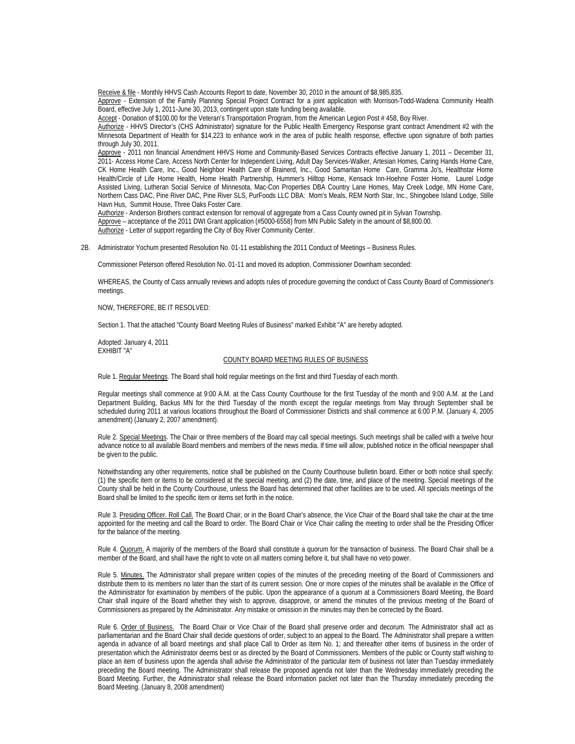Receive & file - Monthly HHVS Cash Accounts Report to date, November 30, 2010 in the amount of $8,985,835.

Approve - Extension of the Family Planning Special Project Contract for a joint application with Morrison-Todd-Wadena Community Health Board, effective July 1, 2011-June 30, 2013, contingent upon state funding being available.

Accept - Donation of $100.00 for the Veteran's Transportation Program, from the American Legion Post # 458, Boy River.

Authorize - HHVS Director's (CHS Administrator) signature for the Public Health Emergency Response grant contract Amendment #2 with the Minnesota Department of Health for $14,223 to enhance work in the area of public health response, effective upon signature of both parties through July 30, 2011.

Approve - 2011 non financial Amendment HHVS Home and Community-Based Services Contracts effective January 1, 2011 – December 31, 2011- Access Home Care, Access North Center for Independent Living, Adult Day Services-Walker, Artesian Homes, Caring Hands Home Care, CK Home Health Care, Inc., Good Neighbor Health Care of Brainerd, Inc., Good Samaritan Home Care, Gramma Jo's, Healthstar Home Health/Circle of Life Home Health, Home Health Partnership, Hummer's Hilltop Home, Kensack Inn-Hoehne Foster Home, Laurel Lodge Assisted Living, Lutheran Social Service of Minnesota, Mac-Con Properties DBA Country Lane Homes, May Creek Lodge, MN Home Care, Northern Cass DAC, Pine River DAC, Pine River SLS, PurFoods LLC DBA: Mom's Meals, REM North Star, Inc., Shingobee Island Lodge, Stille Havn Hus, Summit House, Three Oaks Foster Care.

Authorize - Anderson Brothers contract extension for removal of aggregate from a Cass County owned pit in Sylvan Township.

Approve – acceptance of the 2011 DWI Grant application (#5000-6558) from MN Public Safety in the amount of $8,800.00.

Authorize - Letter of support regarding the City of Boy River Community Center.

2B. Administrator Yochum presented Resolution No. 01-11 establishing the 2011 Conduct of Meetings – Business Rules.

Commissioner Peterson offered Resolution No. 01-11 and moved its adoption, Commissioner Downham seconded:

WHEREAS, the County of Cass annually reviews and adopts rules of procedure governing the conduct of Cass County Board of Commissioner's meetings.

NOW, THEREFORE, BE IT RESOLVED:

Section 1. That the attached "County Board Meeting Rules of Business" marked Exhibit "A" are hereby adopted.

Adopted: January 4, 2011
EXHIBIT "A"

COUNTY BOARD MEETING RULES OF BUSINESS

Rule 1. Regular Meetings. The Board shall hold regular meetings on the first and third Tuesday of each month.

Regular meetings shall commence at 9:00 A.M. at the Cass County Courthouse for the first Tuesday of the month and 9:00 A.M. at the Land Department Building, Backus MN for the third Tuesday of the month except the regular meetings from May through September shall be scheduled during 2011 at various locations throughout the Board of Commissioner Districts and shall commence at 6:00 P.M. (January 4, 2005 amendment) (January 2, 2007 amendment).

Rule 2. Special Meetings. The Chair or three members of the Board may call special meetings. Such meetings shall be called with a twelve hour advance notice to all available Board members and members of the news media. If time will allow, published notice in the official newspaper shall be given to the public.

Notwithstanding any other requirements, notice shall be published on the County Courthouse bulletin board. Either or both notice shall specify: (1) the specific item or items to be considered at the special meeting, and (2) the date, time, and place of the meeting. Special meetings of the County shall be held in the County Courthouse, unless the Board has determined that other facilities are to be used. All specials meetings of the Board shall be limited to the specific item or items set forth in the notice.

Rule 3. Presiding Officer. Roll Call. The Board Chair, or in the Board Chair's absence, the Vice Chair of the Board shall take the chair at the time appointed for the meeting and call the Board to order. The Board Chair or Vice Chair calling the meeting to order shall be the Presiding Officer for the balance of the meeting.

Rule 4. Quorum. A majority of the members of the Board shall constitute a quorum for the transaction of business. The Board Chair shall be a member of the Board, and shall have the right to vote on all matters coming before it, but shall have no veto power.

Rule 5. Minutes. The Administrator shall prepare written copies of the minutes of the preceding meeting of the Board of Commissioners and distribute them to its members no later than the start of its current session. One or more copies of the minutes shall be available in the Office of the Administrator for examination by members of the public. Upon the appearance of a quorum at a Commissioners Board Meeting, the Board Chair shall inquire of the Board whether they wish to approve, disapprove, or amend the minutes of the previous meeting of the Board of Commissioners as prepared by the Administrator. Any mistake or omission in the minutes may then be corrected by the Board.

Rule 6. Order of Business. The Board Chair or Vice Chair of the Board shall preserve order and decorum. The Administrator shall act as parliamentarian and the Board Chair shall decide questions of order, subject to an appeal to the Board. The Administrator shall prepare a written agenda in advance of all board meetings and shall place Call to Order as Item No. 1; and thereafter other items of business in the order of presentation which the Administrator deems best or as directed by the Board of Commissioners. Members of the public or County staff wishing to place an item of business upon the agenda shall advise the Administrator of the particular item of business not later than Tuesday immediately preceding the Board meeting. The Administrator shall release the proposed agenda not later than the Wednesday immediately preceding the Board Meeting. Further, the Administrator shall release the Board information packet not later than the Thursday immediately preceding the Board Meeting. (January 8, 2008 amendment)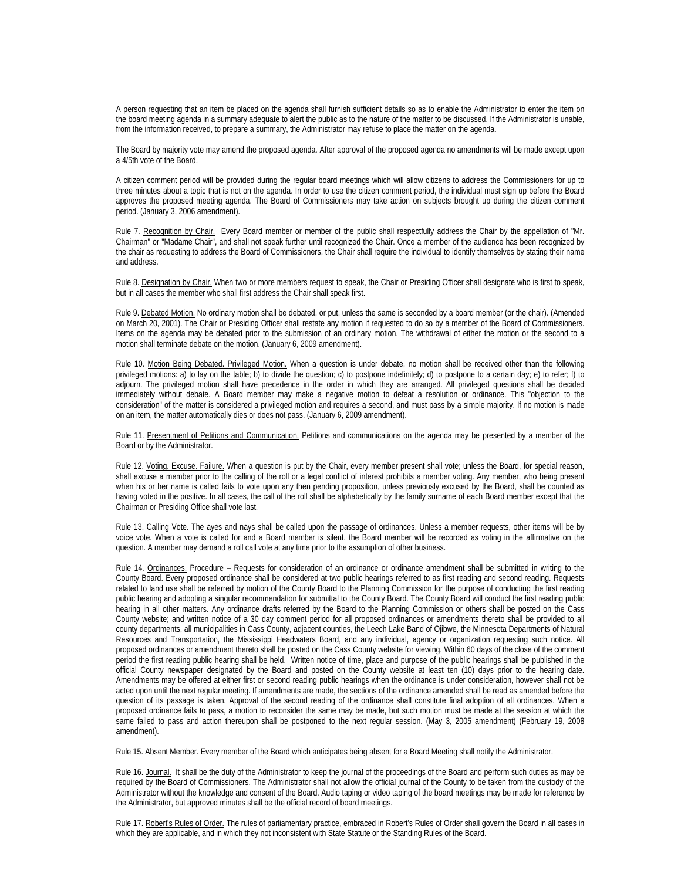A person requesting that an item be placed on the agenda shall furnish sufficient details so as to enable the Administrator to enter the item on the board meeting agenda in a summary adequate to alert the public as to the nature of the matter to be discussed. If the Administrator is unable, from the information received, to prepare a summary, the Administrator may refuse to place the matter on the agenda.

The Board by majority vote may amend the proposed agenda. After approval of the proposed agenda no amendments will be made except upon a 4/5th vote of the Board.

A citizen comment period will be provided during the regular board meetings which will allow citizens to address the Commissioners for up to three minutes about a topic that is not on the agenda. In order to use the citizen comment period, the individual must sign up before the Board approves the proposed meeting agenda. The Board of Commissioners may take action on subjects brought up during the citizen comment period. (January 3, 2006 amendment).

Rule 7. Recognition by Chair. Every Board member or member of the public shall respectfully address the Chair by the appellation of "Mr. Chairman" or "Madame Chair", and shall not speak further until recognized the Chair. Once a member of the audience has been recognized by the chair as requesting to address the Board of Commissioners, the Chair shall require the individual to identify themselves by stating their name and address.

Rule 8. Designation by Chair. When two or more members request to speak, the Chair or Presiding Officer shall designate who is first to speak, but in all cases the member who shall first address the Chair shall speak first.

Rule 9. Debated Motion. No ordinary motion shall be debated, or put, unless the same is seconded by a board member (or the chair). (Amended on March 20, 2001). The Chair or Presiding Officer shall restate any motion if requested to do so by a member of the Board of Commissioners. Items on the agenda may be debated prior to the submission of an ordinary motion. The withdrawal of either the motion or the second to a motion shall terminate debate on the motion. (January 6, 2009 amendment).

Rule 10. Motion Being Debated. Privileged Motion. When a question is under debate, no motion shall be received other than the following privileged motions: a) to lay on the table; b) to divide the question; c) to postpone indefinitely; d) to postpone to a certain day; e) to refer; f) to adjourn. The privileged motion shall have precedence in the order in which they are arranged. All privileged questions shall be decided immediately without debate. A Board member may make a negative motion to defeat a resolution or ordinance. This "objection to the consideration" of the matter is considered a privileged motion and requires a second, and must pass by a simple majority. If no motion is made on an item, the matter automatically dies or does not pass. (January 6, 2009 amendment).

Rule 11. Presentment of Petitions and Communication. Petitions and communications on the agenda may be presented by a member of the Board or by the Administrator.

Rule 12. Voting. Excuse. Failure. When a question is put by the Chair, every member present shall vote; unless the Board, for special reason, shall excuse a member prior to the calling of the roll or a legal conflict of interest prohibits a member voting. Any member, who being present when his or her name is called fails to vote upon any then pending proposition, unless previously excused by the Board, shall be counted as having voted in the positive. In all cases, the call of the roll shall be alphabetically by the family surname of each Board member except that the Chairman or Presiding Office shall vote last.

Rule 13. Calling Vote. The ayes and nays shall be called upon the passage of ordinances. Unless a member requests, other items will be by voice vote. When a vote is called for and a Board member is silent, the Board member will be recorded as voting in the affirmative on the question. A member may demand a roll call vote at any time prior to the assumption of other business.

Rule 14. Ordinances. Procedure – Requests for consideration of an ordinance or ordinance amendment shall be submitted in writing to the County Board. Every proposed ordinance shall be considered at two public hearings referred to as first reading and second reading. Requests related to land use shall be referred by motion of the County Board to the Planning Commission for the purpose of conducting the first reading public hearing and adopting a singular recommendation for submittal to the County Board. The County Board will conduct the first reading public hearing in all other matters. Any ordinance drafts referred by the Board to the Planning Commission or others shall be posted on the Cass County website; and written notice of a 30 day comment period for all proposed ordinances or amendments thereto shall be provided to all county departments, all municipalities in Cass County, adjacent counties, the Leech Lake Band of Ojibwe, the Minnesota Departments of Natural Resources and Transportation, the Mississippi Headwaters Board, and any individual, agency or organization requesting such notice. All proposed ordinances or amendment thereto shall be posted on the Cass County website for viewing. Within 60 days of the close of the comment period the first reading public hearing shall be held. Written notice of time, place and purpose of the public hearings shall be published in the official County newspaper designated by the Board and posted on the County website at least ten (10) days prior to the hearing date. Amendments may be offered at either first or second reading public hearings when the ordinance is under consideration, however shall not be acted upon until the next regular meeting. If amendments are made, the sections of the ordinance amended shall be read as amended before the question of its passage is taken. Approval of the second reading of the ordinance shall constitute final adoption of all ordinances. When a proposed ordinance fails to pass, a motion to reconsider the same may be made, but such motion must be made at the session at which the same failed to pass and action thereupon shall be postponed to the next regular session. (May 3, 2005 amendment) (February 19, 2008 amendment).

Rule 15. Absent Member. Every member of the Board which anticipates being absent for a Board Meeting shall notify the Administrator.

Rule 16. Journal. It shall be the duty of the Administrator to keep the journal of the proceedings of the Board and perform such duties as may be required by the Board of Commissioners. The Administrator shall not allow the official journal of the County to be taken from the custody of the Administrator without the knowledge and consent of the Board. Audio taping or video taping of the board meetings may be made for reference by the Administrator, but approved minutes shall be the official record of board meetings.

Rule 17. Robert's Rules of Order. The rules of parliamentary practice, embraced in Robert's Rules of Order shall govern the Board in all cases in which they are applicable, and in which they not inconsistent with State Statute or the Standing Rules of the Board.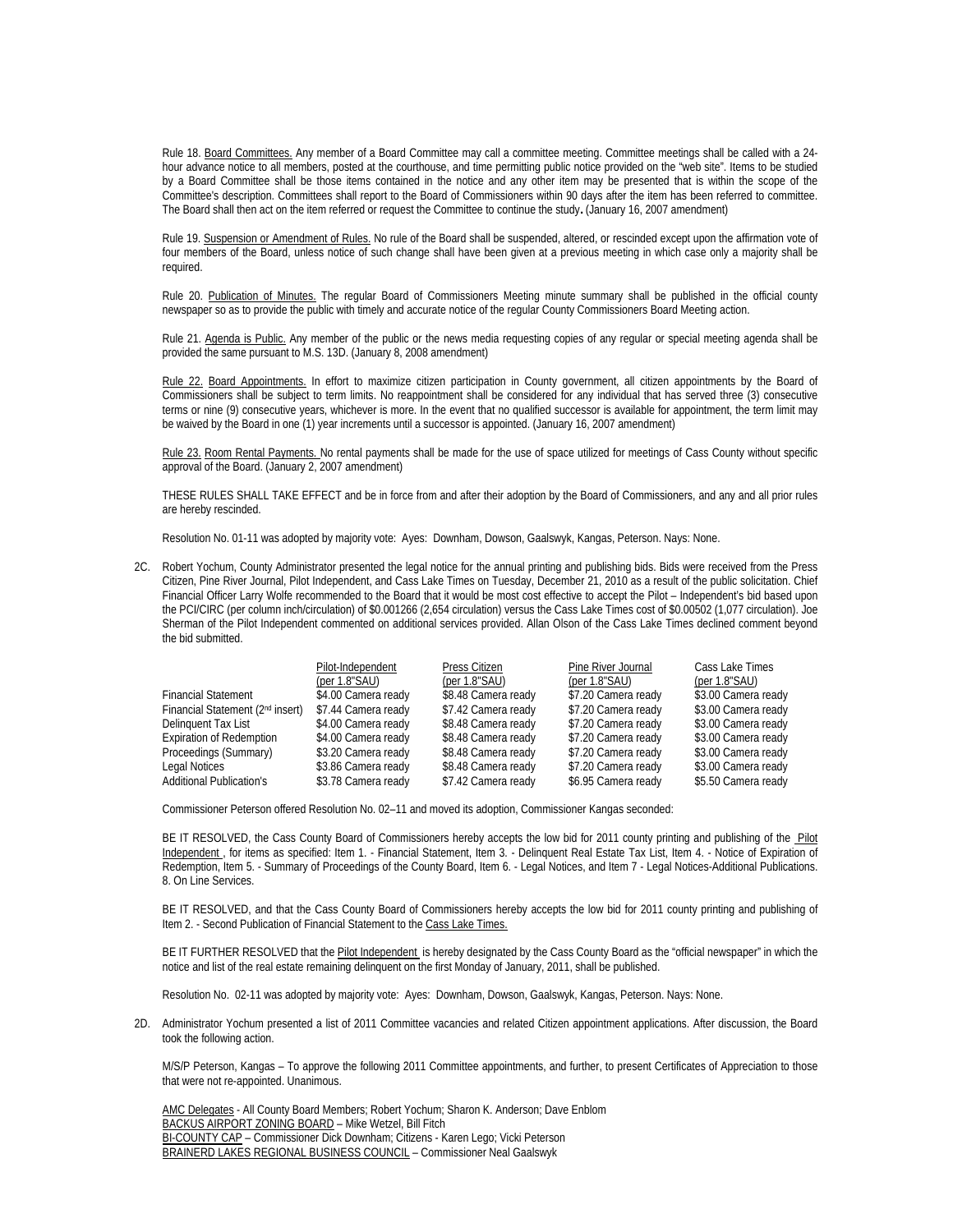Rule 18. Board Committees. Any member of a Board Committee may call a committee meeting. Committee meetings shall be called with a 24-hour advance notice to all members, posted at the courthouse, and time permitting public notice provided on the "web site". Items to be studied by a Board Committee shall be those items contained in the notice and any other item may be presented that is within the scope of the Committee's description. Committees shall report to the Board of Commissioners within 90 days after the item has been referred to committee. The Board shall then act on the item referred or request the Committee to continue the study**.** (January 16, 2007 amendment)

Rule 19. Suspension or Amendment of Rules. No rule of the Board shall be suspended, altered, or rescinded except upon the affirmation vote of four members of the Board, unless notice of such change shall have been given at a previous meeting in which case only a majority shall be required.

Rule 20. Publication of Minutes. The regular Board of Commissioners Meeting minute summary shall be published in the official county newspaper so as to provide the public with timely and accurate notice of the regular County Commissioners Board Meeting action.

Rule 21. Agenda is Public. Any member of the public or the news media requesting copies of any regular or special meeting agenda shall be provided the same pursuant to M.S. 13D. (January 8, 2008 amendment)

Rule 22. Board Appointments. In effort to maximize citizen participation in County government, all citizen appointments by the Board of Commissioners shall be subject to term limits. No reappointment shall be considered for any individual that has served three (3) consecutive terms or nine (9) consecutive years, whichever is more. In the event that no qualified successor is available for appointment, the term limit may be waived by the Board in one (1) year increments until a successor is appointed. (January 16, 2007 amendment)

Rule 23. Room Rental Payments. No rental payments shall be made for the use of space utilized for meetings of Cass County without specific approval of the Board. (January 2, 2007 amendment)

THESE RULES SHALL TAKE EFFECT and be in force from and after their adoption by the Board of Commissioners, and any and all prior rules are hereby rescinded.

Resolution No. 01-11 was adopted by majority vote: Ayes: Downham, Dowson, Gaalswyk, Kangas, Peterson. Nays: None.

2C. Robert Yochum, County Administrator presented the legal notice for the annual printing and publishing bids. Bids were received from the Press Citizen, Pine River Journal, Pilot Independent, and Cass Lake Times on Tuesday, December 21, 2010 as a result of the public solicitation. Chief Financial Officer Larry Wolfe recommended to the Board that it would be most cost effective to accept the Pilot – Independent's bid based upon the PCI/CIRC (per column inch/circulation) of \$0.001266 (2,654 circulation) versus the Cass Lake Times cost of \$0.00502 (1,077 circulation). Joe Sherman of the Pilot Independent commented on additional services provided. Allan Olson of the Cass Lake Times declined comment beyond the bid submitted.

| | Pilot-Independent (per 1.8"SAU) | Press Citizen (per 1.8"SAU) | Pine River Journal (per 1.8"SAU) | Cass Lake Times (per 1.8"SAU) |
|---|---|---|---|---|
| Financial Statement | \$4.00 Camera ready | \$8.48 Camera ready | \$7.20 Camera ready | \$3.00 Camera ready |
| Financial Statement (2nd insert) | \$7.44 Camera ready | \$7.42 Camera ready | \$7.20 Camera ready | \$3.00 Camera ready |
| Delinquent Tax List | \$4.00 Camera ready | \$8.48 Camera ready | \$7.20 Camera ready | \$3.00 Camera ready |
| Expiration of Redemption | \$4.00 Camera ready | \$8.48 Camera ready | \$7.20 Camera ready | \$3.00 Camera ready |
| Proceedings (Summary) | \$3.20 Camera ready | \$8.48 Camera ready | \$7.20 Camera ready | \$3.00 Camera ready |
| Legal Notices | \$3.86 Camera ready | \$8.48 Camera ready | \$7.20 Camera ready | \$3.00 Camera ready |
| Additional Publication's | \$3.78 Camera ready | \$7.42 Camera ready | \$6.95 Camera ready | \$5.50 Camera ready |

Commissioner Peterson offered Resolution No. 02–11 and moved its adoption, Commissioner Kangas seconded:

BE IT RESOLVED, the Cass County Board of Commissioners hereby accepts the low bid for 2011 county printing and publishing of the Pilot Independent , for items as specified: Item 1. - Financial Statement, Item 3. - Delinquent Real Estate Tax List, Item 4. - Notice of Expiration of Redemption, Item 5. - Summary of Proceedings of the County Board, Item 6. - Legal Notices, and Item 7 - Legal Notices-Additional Publications. 8. On Line Services.

BE IT RESOLVED, and that the Cass County Board of Commissioners hereby accepts the low bid for 2011 county printing and publishing of Item 2. - Second Publication of Financial Statement to the Cass Lake Times.

BE IT FURTHER RESOLVED that the Pilot Independent is hereby designated by the Cass County Board as the "official newspaper" in which the notice and list of the real estate remaining delinquent on the first Monday of January, 2011, shall be published.

Resolution No. 02-11 was adopted by majority vote: Ayes: Downham, Dowson, Gaalswyk, Kangas, Peterson. Nays: None.

2D. Administrator Yochum presented a list of 2011 Committee vacancies and related Citizen appointment applications. After discussion, the Board took the following action.

M/S/P Peterson, Kangas – To approve the following 2011 Committee appointments, and further, to present Certificates of Appreciation to those that were not re-appointed. Unanimous.

AMC Delegates - All County Board Members; Robert Yochum; Sharon K. Anderson; Dave Enblom
BACKUS AIRPORT ZONING BOARD – Mike Wetzel, Bill Fitch
BI-COUNTY CAP – Commissioner Dick Downham; Citizens - Karen Lego; Vicki Peterson
BRAINERD LAKES REGIONAL BUSINESS COUNCIL – Commissioner Neal Gaalswyk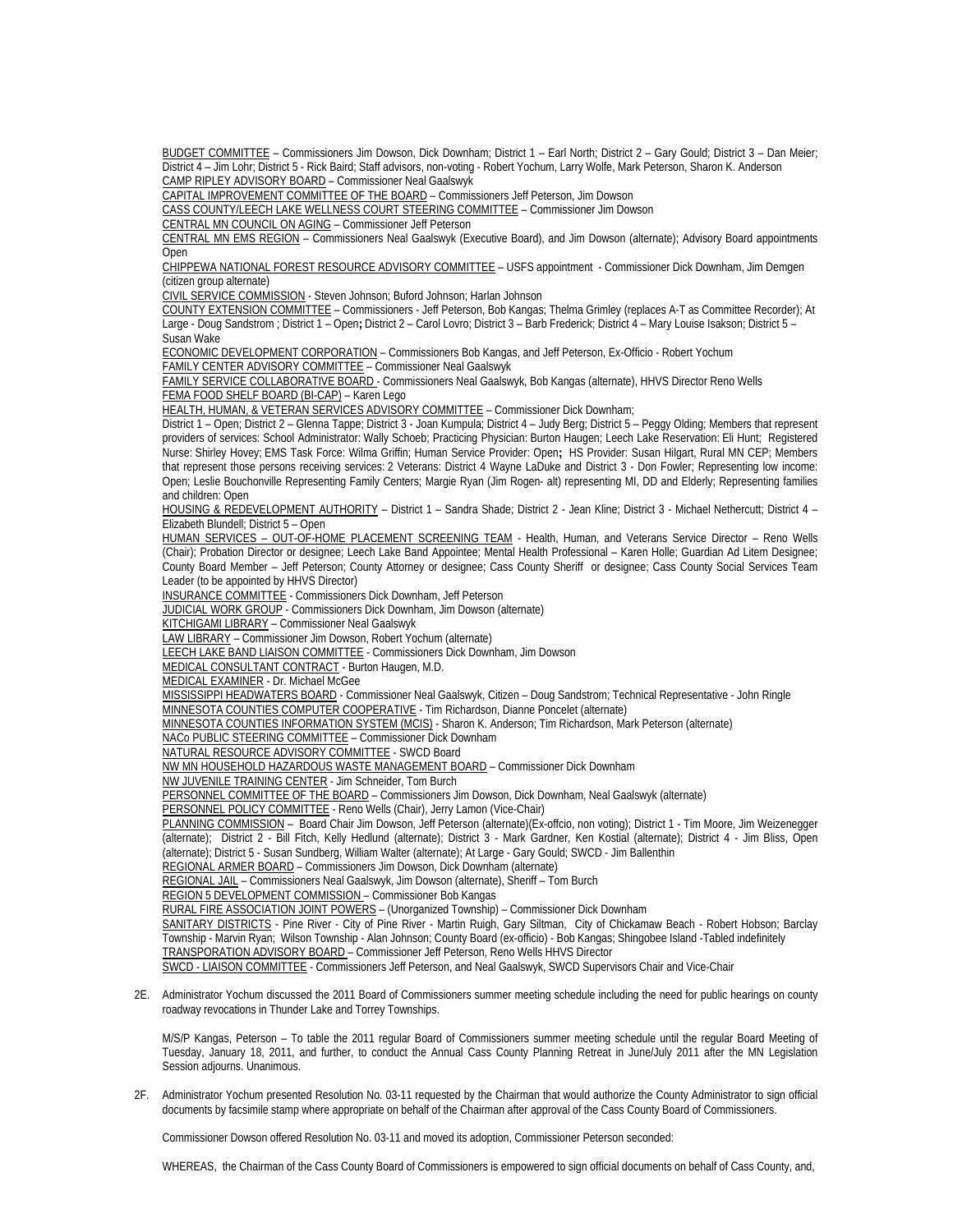<u>BUDGET COMMITTEE</u> – Commissioners Jim Dowson, Dick Downham; District 1 – Earl North; District 2 – Gary Gould; District 3 – Dan Meier; District 4 – Jim Lohr; District 5 - Rick Baird; Staff advisors, non-voting - Robert Yochum, Larry Wolfe, Mark Peterson, Sharon K. Anderson

<u>CAMP RIPLEY ADVISORY BOARD</u> – Commissioner Neal Gaalswyk

<u>CAPITAL IMPROVEMENT COMMITTEE OF THE BOARD</u> – Commissioners Jeff Peterson, Jim Dowson

<u>CASS COUNTY/LEECH LAKE WELLNESS COURT STEERING COMMITTEE</u> – Commissioner Jim Dowson

<u>CENTRAL MN COUNCIL ON AGING</u> – Commissioner Jeff Peterson

<u>CENTRAL MN EMS REGION</u> – Commissioners Neal Gaalswyk (Executive Board), and Jim Dowson (alternate); Advisory Board appointments Open

<u>CHIPPEWA NATIONAL FOREST RESOURCE ADVISORY COMMITTEE</u> – USFS appointment - Commissioner Dick Downham, Jim Demgen (citizen group alternate)

<u>CIVIL SERVICE COMMISSION</u> - Steven Johnson; Buford Johnson; Harlan Johnson

<u>COUNTY EXTENSION COMMITTEE</u> – Commissioners - Jeff Peterson, Bob Kangas; Thelma Grimley (replaces A-T as Committee Recorder); At Large - Doug Sandstrom ; District 1 – Open**;** District 2 – Carol Lovro; District 3 – Barb Frederick; District 4 – Mary Louise Isakson; District 5 – Susan Wake

<u>ECONOMIC DEVELOPMENT CORPORATION</u> – Commissioners Bob Kangas, and Jeff Peterson, Ex-Officio - Robert Yochum

<u>FAMILY CENTER ADVISORY COMMITTEE</u> – Commissioner Neal Gaalswyk

<u>FAMILY SERVICE COLLABORATIVE BOARD</u> - Commissioners Neal Gaalswyk, Bob Kangas (alternate), HHVS Director Reno Wells

<u>FEMA FOOD SHELF BOARD (BI-CAP)</u> – Karen Lego

<u>HEALTH, HUMAN, & VETERAN SERVICES ADVISORY COMMITTEE</u> – Commissioner Dick Downham;
District 1 – Open; District 2 – Glenna Tappe; District 3 - Joan Kumpula; District 4 – Judy Berg; District 5 – Peggy Olding; Members that represent providers of services: School Administrator: Wally Schoeb; Practicing Physician: Burton Haugen; Leech Lake Reservation: Eli Hunt; Registered Nurse: Shirley Hovey; EMS Task Force: Wilma Griffin; Human Service Provider: Open**;** HS Provider: Susan Hilgart, Rural MN CEP; Members that represent those persons receiving services: 2 Veterans: District 4 Wayne LaDuke and District 3 - Don Fowler; Representing low income: Open; Leslie Bouchonville Representing Family Centers; Margie Ryan (Jim Rogen- alt) representing MI, DD and Elderly; Representing families and children: Open

<u>HOUSING & REDEVELOPMENT AUTHORITY</u> – District 1 – Sandra Shade; District 2 - Jean Kline; District 3 - Michael Nethercutt; District 4 – Elizabeth Blundell; District 5 – Open

<u>HUMAN SERVICES – OUT-OF-HOME PLACEMENT SCREENING TEAM</u> - Health, Human, and Veterans Service Director – Reno Wells (Chair); Probation Director or designee; Leech Lake Band Appointee; Mental Health Professional – Karen Holle; Guardian Ad Litem Designee; County Board Member – Jeff Peterson; County Attorney or designee; Cass County Sheriff or designee; Cass County Social Services Team Leader (to be appointed by HHVS Director)

<u>INSURANCE COMMITTEE</u> - Commissioners Dick Downham, Jeff Peterson

<u>JUDICIAL WORK GROUP</u> - Commissioners Dick Downham, Jim Dowson (alternate)

<u>KITCHIGAMI LIBRARY</u> – Commissioner Neal Gaalswyk

<u>LAW LIBRARY</u> – Commissioner Jim Dowson, Robert Yochum (alternate)

<u>LEECH LAKE BAND LIAISON COMMITTEE</u> - Commissioners Dick Downham, Jim Dowson

<u>MEDICAL CONSULTANT CONTRACT</u> - Burton Haugen, M.D.

<u>MEDICAL EXAMINER</u> - Dr. Michael McGee

<u>MISSISSIPPI HEADWATERS BOARD</u> - Commissioner Neal Gaalswyk, Citizen – Doug Sandstrom; Technical Representative - John Ringle

<u>MINNESOTA COUNTIES COMPUTER COOPERATIVE</u> - Tim Richardson, Dianne Poncelet (alternate)

<u>MINNESOTA COUNTIES INFORMATION SYSTEM (MCIS)</u> - Sharon K. Anderson; Tim Richardson, Mark Peterson (alternate)

<u>NACo PUBLIC STEERING COMMITTEE</u> – Commissioner Dick Downham

<u>NATURAL RESOURCE ADVISORY COMMITTEE</u> - SWCD Board

<u>NW MN HOUSEHOLD HAZARDOUS WASTE MANAGEMENT BOARD</u> – Commissioner Dick Downham

<u>NW JUVENILE TRAINING CENTER</u> - Jim Schneider, Tom Burch

<u>PERSONNEL COMMITTEE OF THE BOARD</u> – Commissioners Jim Dowson, Dick Downham, Neal Gaalswyk (alternate)

<u>PERSONNEL POLICY COMMITTEE</u> - Reno Wells (Chair), Jerry Lamon (Vice-Chair)

<u>PLANNING COMMISSION</u> – Board Chair Jim Dowson, Jeff Peterson (alternate)(Ex-offcio, non voting); District 1 - Tim Moore, Jim Weizenegger (alternate); District 2 - Bill Fitch, Kelly Hedlund (alternate); District 3 - Mark Gardner, Ken Kostial (alternate); District 4 - Jim Bliss, Open (alternate); District 5 - Susan Sundberg, William Walter (alternate); At Large - Gary Gould; SWCD - Jim Ballenthin

<u>REGIONAL ARMER BOARD</u> – Commissioners Jim Dowson, Dick Downham (alternate)

<u>REGIONAL JAIL</u> – Commissioners Neal Gaalswyk, Jim Dowson (alternate), Sheriff – Tom Burch

<u>REGION 5 DEVELOPMENT COMMISSION</u> – Commissioner Bob Kangas

<u>RURAL FIRE ASSOCIATION JOINT POWERS</u> – (Unorganized Township) – Commissioner Dick Downham

<u>SANITARY DISTRICTS</u> - Pine River - City of Pine River - Martin Ruigh, Gary Siltman, City of Chickamaw Beach - Robert Hobson; Barclay Township - Marvin Ryan; Wilson Township - Alan Johnson; County Board (ex-officio) - Bob Kangas; Shingobee Island -Tabled indefinitely

<u>TRANSPORATION ADVISORY BOARD</u> – Commissioner Jeff Peterson, Reno Wells HHVS Director

<u>SWCD - LIAISON COMMITTEE</u> - Commissioners Jeff Peterson, and Neal Gaalswyk, SWCD Supervisors Chair and Vice-Chair

2E. Administrator Yochum discussed the 2011 Board of Commissioners summer meeting schedule including the need for public hearings on county roadway revocations in Thunder Lake and Torrey Townships.

M/S/P Kangas, Peterson – To table the 2011 regular Board of Commissioners summer meeting schedule until the regular Board Meeting of Tuesday, January 18, 2011, and further, to conduct the Annual Cass County Planning Retreat in June/July 2011 after the MN Legislation Session adjourns. Unanimous.

2F. Administrator Yochum presented Resolution No. 03-11 requested by the Chairman that would authorize the County Administrator to sign official documents by facsimile stamp where appropriate on behalf of the Chairman after approval of the Cass County Board of Commissioners.

Commissioner Dowson offered Resolution No. 03-11 and moved its adoption, Commissioner Peterson seconded:

WHEREAS, the Chairman of the Cass County Board of Commissioners is empowered to sign official documents on behalf of Cass County, and,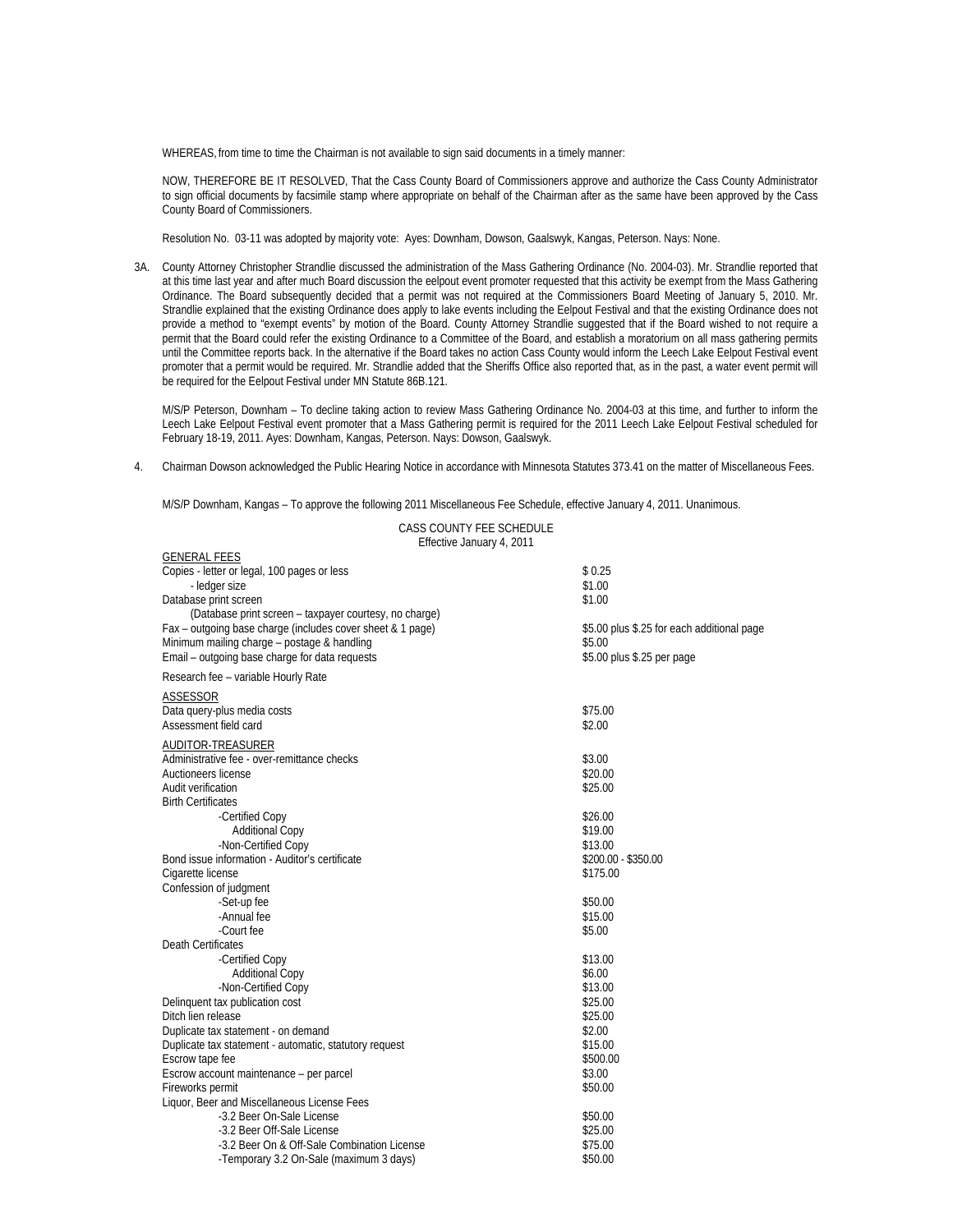WHEREAS, from time to time the Chairman is not available to sign said documents in a timely manner:

NOW, THEREFORE BE IT RESOLVED, That the Cass County Board of Commissioners approve and authorize the Cass County Administrator to sign official documents by facsimile stamp where appropriate on behalf of the Chairman after as the same have been approved by the Cass County Board of Commissioners.

Resolution No. 03-11 was adopted by majority vote: Ayes: Downham, Dowson, Gaalswyk, Kangas, Peterson. Nays: None.

3A. County Attorney Christopher Strandlie discussed the administration of the Mass Gathering Ordinance (No. 2004-03). Mr. Strandlie reported that at this time last year and after much Board discussion the eelpout event promoter requested that this activity be exempt from the Mass Gathering Ordinance. The Board subsequently decided that a permit was not required at the Commissioners Board Meeting of January 5, 2010. Mr. Strandlie explained that the existing Ordinance does apply to lake events including the Eelpout Festival and that the existing Ordinance does not provide a method to "exempt events" by motion of the Board. County Attorney Strandlie suggested that if the Board wished to not require a permit that the Board could refer the existing Ordinance to a Committee of the Board, and establish a moratorium on all mass gathering permits until the Committee reports back. In the alternative if the Board takes no action Cass County would inform the Leech Lake Eelpout Festival event promoter that a permit would be required. Mr. Strandlie added that the Sheriffs Office also reported that, as in the past, a water event permit will be required for the Eelpout Festival under MN Statute 86B.121.

M/S/P Peterson, Downham – To decline taking action to review Mass Gathering Ordinance No. 2004-03 at this time, and further to inform the Leech Lake Eelpout Festival event promoter that a Mass Gathering permit is required for the 2011 Leech Lake Eelpout Festival scheduled for February 18-19, 2011. Ayes: Downham, Kangas, Peterson. Nays: Dowson, Gaalswyk.

4. Chairman Dowson acknowledged the Public Hearing Notice in accordance with Minnesota Statutes 373.41 on the matter of Miscellaneous Fees.

M/S/P Downham, Kangas – To approve the following 2011 Miscellaneous Fee Schedule, effective January 4, 2011. Unanimous.

CASS COUNTY FEE SCHEDULE
Effective January 4, 2011

| | |
|---|---|
| GENERAL FEES | |
| Copies - letter or legal, 100 pages or less | $ 0.25 |
| - ledger size | $1.00 |
| Database print screen | $1.00 |
| (Database print screen – taxpayer courtesy, no charge) | |
| Fax – outgoing base charge (includes cover sheet & 1 page) | $5.00 plus $.25 for each additional page |
| Minimum mailing charge – postage & handling | $5.00 |
| Email – outgoing base charge for data requests | $5.00 plus $.25 per page |
| Research fee – variable Hourly Rate | |
| ASSESSOR | |
| Data query-plus media costs | $75.00 |
| Assessment field card | $2.00 |
| AUDITOR-TREASURER | |
| Administrative fee - over-remittance checks | $3.00 |
| Auctioneers license | $20.00 |
| Audit verification | $25.00 |
| Birth Certificates | |
| -Certified Copy | $26.00 |
| Additional Copy | $19.00 |
| -Non-Certified Copy | $13.00 |
| Bond issue information - Auditor's certificate | $200.00 - $350.00 |
| Cigarette license | $175.00 |
| Confession of judgment | |
| -Set-up fee | $50.00 |
| -Annual fee | $15.00 |
| -Court fee | $5.00 |
| Death Certificates | |
| -Certified Copy | $13.00 |
| Additional Copy | $6.00 |
| -Non-Certified Copy | $13.00 |
| Delinquent tax publication cost | $25.00 |
| Ditch lien release | $25.00 |
| Duplicate tax statement - on demand | $2.00 |
| Duplicate tax statement - automatic, statutory request | $15.00 |
| Escrow tape fee | $500.00 |
| Escrow account maintenance – per parcel | $3.00 |
| Fireworks permit | $50.00 |
| Liquor, Beer and Miscellaneous License Fees | |
| -3.2 Beer On-Sale License | $50.00 |
| -3.2 Beer Off-Sale License | $25.00 |
| -3.2 Beer On & Off-Sale Combination License | $75.00 |
| -Temporary 3.2 On-Sale (maximum 3 days) | $50.00 |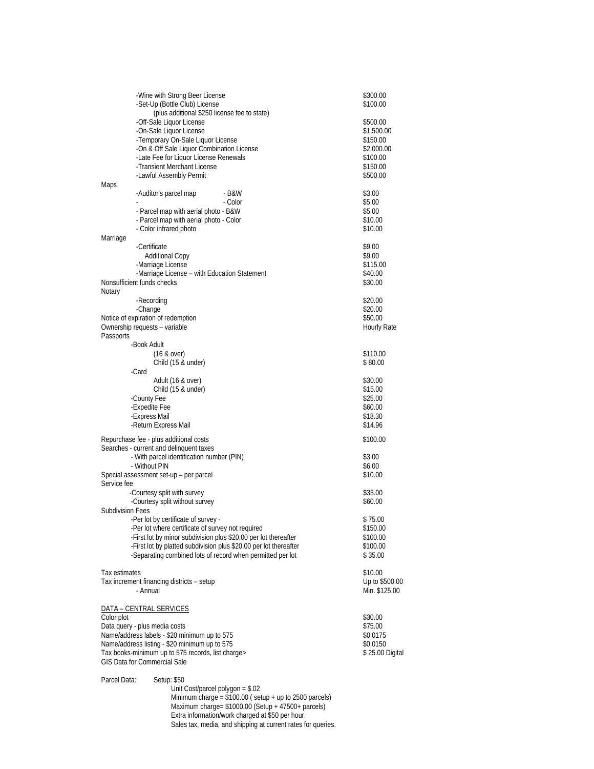| Item | Fee |
|---|---|
| -Wine with Strong Beer License | $300.00 |
| -Set-Up (Bottle Club) License | $100.00 |
| (plus additional $250 license fee to state) | |
| -Off-Sale Liquor License | $500.00 |
| -On-Sale Liquor License | $1,500.00 |
| -Temporary On-Sale Liquor License | $150.00 |
| -On & Off Sale Liquor Combination License | $2,000.00 |
| -Late Fee for Liquor License Renewals | $100.00 |
| -Transient Merchant License | $150.00 |
| -Lawful Assembly Permit | $500.00 |
| Maps | |
| -Auditor's parcel map - B&W | $3.00 |
| - - Color | $5.00 |
| - Parcel map with aerial photo - B&W | $5.00 |
| - Parcel map with aerial photo - Color | $10.00 |
| - Color infrared photo | $10.00 |
| Marriage | |
| -Certificate | $9.00 |
| Additional Copy | $9.00 |
| -Marriage License | $115.00 |
| -Marriage License – with Education Statement | $40.00 |
| Nonsufficient funds checks | $30.00 |
| Notary | |
| -Recording | $20.00 |
| -Change | $20.00 |
| Notice of expiration of redemption | $50.00 |
| Ownership requests – variable | Hourly Rate |
| Passports | |
| -Book Adult | |
| (16 & over) | $110.00 |
| Child (15 & under) | $ 80.00 |
| -Card | |
| Adult (16 & over) | $30.00 |
| Child (15 & under) | $15.00 |
| -County Fee | $25.00 |
| -Expedite Fee | $60.00 |
| -Express Mail | $18.30 |
| -Return Express Mail | $14.96 |
| Repurchase fee - plus additional costs | $100.00 |
| Searches - current and delinquent taxes | |
| - With parcel identification number (PIN) | $3.00 |
| - Without PIN | $6.00 |
| Special assessment set-up – per parcel | $10.00 |
| Service fee | |
| -Courtesy split with survey | $35.00 |
| -Courtesy split without survey | $60.00 |
| Subdivision Fees | |
| -Per lot by certificate of survey - | $ 75.00 |
| -Per lot where certificate of survey not required | $150.00 |
| -First lot by minor subdivision plus $20.00 per lot thereafter | $100.00 |
| -First lot by platted subdivision plus $20.00 per lot thereafter | $100.00 |
| -Separating combined lots of record when permitted per lot | $ 35.00 |
| Tax estimates | $10.00 |
| Tax increment financing districts – setup | Up to $500.00 |
| - Annual | Min. $125.00 |

<u>DATA – CENTRAL SERVICES</u>

| Item | Fee |
|---|---|
| Color plot | $30.00 |
| Data query - plus media costs | $75.00 |
| Name/address labels - $20 minimum up to 575 | $0.0175 |
| Name/address listing - $20 minimum up to 575 | $0.0150 |
| Tax books-minimum up to 575 records, list charge> | $ 25.00 Digital |
| GIS Data for Commercial Sale | |

Parcel Data: Setup: $50

Unit Cost/parcel polygon = $.02
Minimum charge = $100.00 ( setup + up to 2500 parcels)
Maximum charge= $1000.00 (Setup + 47500+ parcels)
Extra information/work charged at $50 per hour.
Sales tax, media, and shipping at current rates for queries.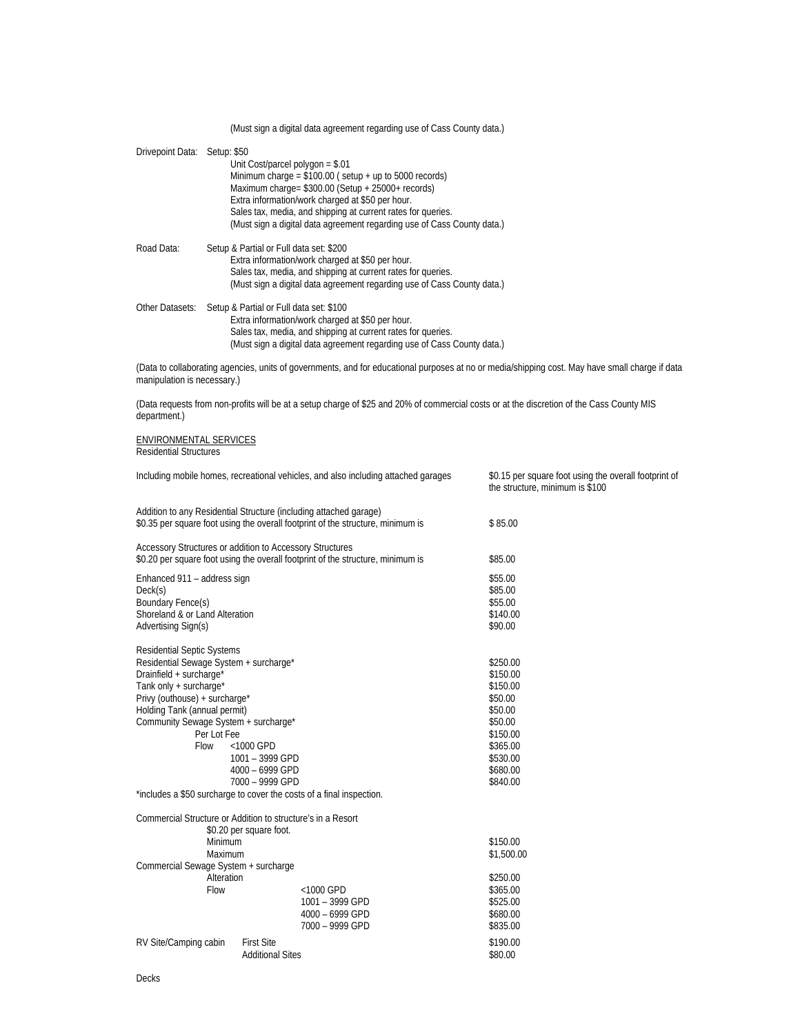(Must sign a digital data agreement regarding use of Cass County data.)

Drivepoint Data: Setup: $50
Unit Cost/parcel polygon = $.01
Minimum charge = $100.00 ( setup + up to 5000 records)
Maximum charge= $300.00 (Setup + 25000+ records)
Extra information/work charged at $50 per hour.
Sales tax, media, and shipping at current rates for queries.
(Must sign a digital data agreement regarding use of Cass County data.)

Road Data: Setup & Partial or Full data set: $200
Extra information/work charged at $50 per hour.
Sales tax, media, and shipping at current rates for queries.
(Must sign a digital data agreement regarding use of Cass County data.)

Other Datasets: Setup & Partial or Full data set: $100
Extra information/work charged at $50 per hour.
Sales tax, media, and shipping at current rates for queries.
(Must sign a digital data agreement regarding use of Cass County data.)

(Data to collaborating agencies, units of governments, and for educational purposes at no or media/shipping cost. May have small charge if data manipulation is necessary.)

(Data requests from non-profits will be at a setup charge of $25 and 20% of commercial costs or at the discretion of the Cass County MIS department.)

ENVIRONMENTAL SERVICES

Residential Structures

| | |
|---|---|
| Including mobile homes, recreational vehicles, and also including attached garages | $0.15 per square foot using the overall footprint of the structure, minimum is $100 |
| Addition to any Residential Structure (including attached garage) $0.35 per square foot using the overall footprint of the structure, minimum is | $ 85.00 |
| Accessory Structures or addition to Accessory Structures $0.20 per square foot using the overall footprint of the structure, minimum is | $85.00 |
| Enhanced 911 – address sign | $55.00 |
| Deck(s) | $85.00 |
| Boundary Fence(s) | $55.00 |
| Shoreland & or Land Alteration | $140.00 |
| Advertising Sign(s) | $90.00 |
| Residential Septic Systems | |
| Residential Sewage System + surcharge* | $250.00 |
| Drainfield + surcharge* | $150.00 |
| Tank only + surcharge* | $150.00 |
| Privy (outhouse) + surcharge* | $50.00 |
| Holding Tank (annual permit) | $50.00 |
| Community Sewage System + surcharge* | $50.00 |
| Per Lot Fee | $150.00 |
| Flow <1000 GPD | $365.00 |
| 1001 – 3999 GPD | $530.00 |
| 4000 – 6999 GPD | $680.00 |
| 7000 – 9999 GPD | $840.00 |

*includes a $50 surcharge to cover the costs of a final inspection.

| | |
|---|---|
| Commercial Structure or Addition to structure's in a Resort | |
| $0.20 per square foot. | |
| Minimum | $150.00 |
| Maximum | $1,500.00 |
| Commercial Sewage System + surcharge | |
| Alteration | $250.00 |
| Flow <1000 GPD | $365.00 |
| 1001 – 3999 GPD | $525.00 |
| 4000 – 6999 GPD | $680.00 |
| 7000 – 9999 GPD | $835.00 |
| RV Site/Camping cabin First Site | $190.00 |
| Additional Sites | $80.00 |

Decks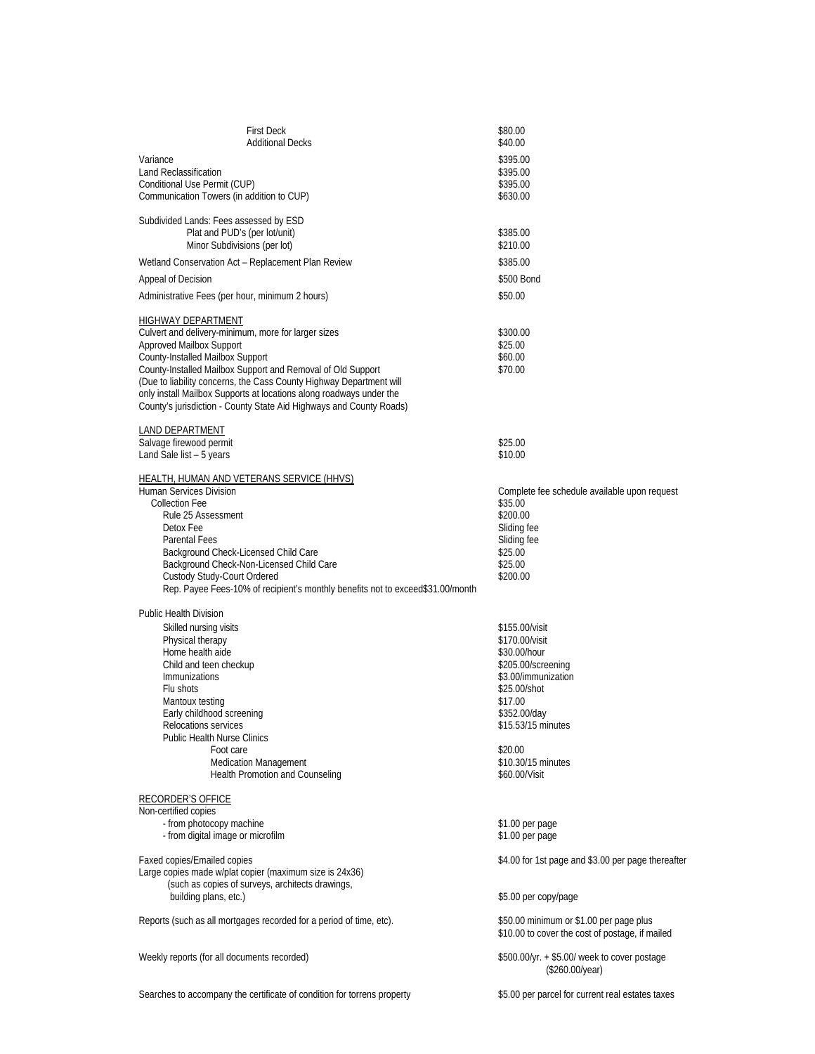| | |
|---|---|
| First Deck | $80.00 |
| Additional Decks | $40.00 |
| Variance | $395.00 |
| Land Reclassification | $395.00 |
| Conditional Use Permit (CUP) | $395.00 |
| Communication Towers (in addition to CUP) | $630.00 |
| Subdivided Lands: Fees assessed by ESD | |
| Plat and PUD's (per lot/unit) | $385.00 |
| Minor Subdivisions (per lot) | $210.00 |
| Wetland Conservation Act – Replacement Plan Review | $385.00 |
| Appeal of Decision | $500 Bond |
| Administrative Fees (per hour, minimum 2 hours) | $50.00 |

<u>HIGHWAY DEPARTMENT</u>

| | |
|---|---|
| Culvert and delivery-minimum, more for larger sizes | $300.00 |
| Approved Mailbox Support | $25.00 |
| County-Installed Mailbox Support | $60.00 |
| County-Installed Mailbox Support and Removal of Old Support | $70.00 |

(Due to liability concerns, the Cass County Highway Department will only install Mailbox Supports at locations along roadways under the County's jurisdiction - County State Aid Highways and County Roads)

<u>LAND DEPARTMENT</u>

| | |
|---|---|
| Salvage firewood permit | $25.00 |
| Land Sale list – 5 years | $10.00 |

<u>HEALTH, HUMAN AND VETERANS SERVICE (HHVS)</u>

| | |
|---|---|
| Human Services Division | Complete fee schedule available upon request |
| Collection Fee | $35.00 |
| Rule 25 Assessment | $200.00 |
| Detox Fee | Sliding fee |
| Parental Fees | Sliding fee |
| Background Check-Licensed Child Care | $25.00 |
| Background Check-Non-Licensed Child Care | $25.00 |
| Custody Study-Court Ordered | $200.00 |
| Rep. Payee Fees-10% of recipient's monthly benefits not to exceed$31.00/month | |

Public Health Division

| | |
|---|---|
| Skilled nursing visits | $155.00/visit |
| Physical therapy | $170.00/visit |
| Home health aide | $30.00/hour |
| Child and teen checkup | $205.00/screening |
| Immunizations | $3.00/immunization |
| Flu shots | $25.00/shot |
| Mantoux testing | $17.00 |
| Early childhood screening | $352.00/day |
| Relocations services | $15.53/15 minutes |
| Public Health Nurse Clinics | |
| Foot care | $20.00 |
| Medication Management | $10.30/15 minutes |
| Health Promotion and Counseling | $60.00/Visit |

<u>RECORDER'S OFFICE</u>

| | |
|---|---|
| Non-certified copies | |
| - from photocopy machine | $1.00 per page |
| - from digital image or microfilm | $1.00 per page |
| Faxed copies/Emailed copies | $4.00 for 1st page and $3.00 per page thereafter |
| Large copies made w/plat copier (maximum size is 24x36) (such as copies of surveys, architects drawings, building plans, etc.) | $5.00 per copy/page |
| Reports (such as all mortgages recorded for a period of time, etc). | $50.00 minimum or $1.00 per page plus $10.00 to cover the cost of postage, if mailed |
| Weekly reports (for all documents recorded) | $500.00/yr. + $5.00/ week to cover postage ($260.00/year) |
| Searches to accompany the certificate of condition for torrens property | $5.00 per parcel for current real estates taxes |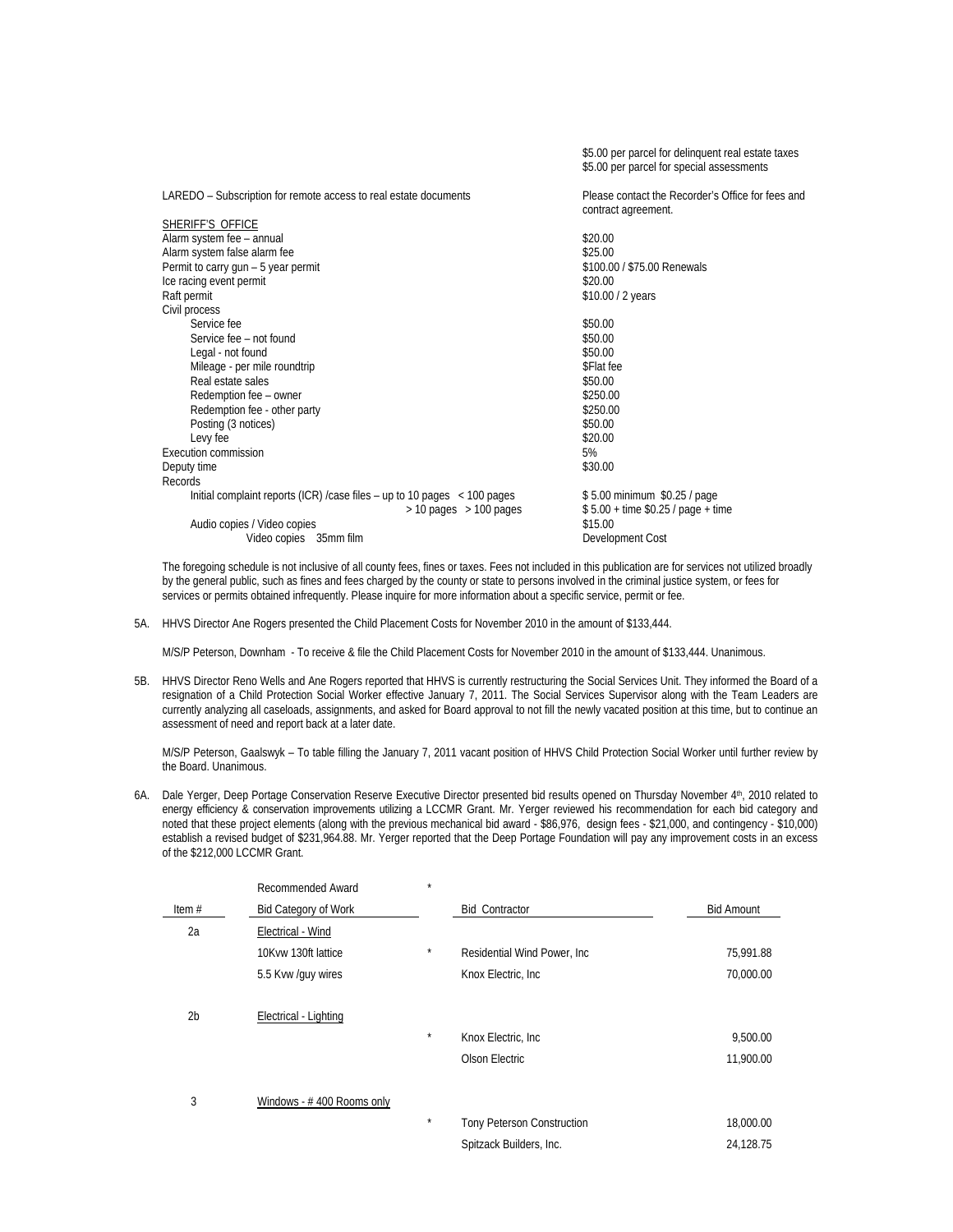| | |
|---|---|
| | $5.00 per parcel for delinquent real estate taxes<br>$5.00 per parcel for special assessments |
| LAREDO – Subscription for remote access to real estate documents | Please contact the Recorder's Office for fees and contract agreement. |
| SHERIFF'S OFFICE | |
| Alarm system fee – annual | $20.00 |
| Alarm system false alarm fee | $25.00 |
| Permit to carry gun – 5 year permit | $100.00 / $75.00 Renewals |
| Ice racing event permit | $20.00 |
| Raft permit | $10.00 / 2 years |
| Civil process | |
| Service fee | $50.00 |
| Service fee – not found | $50.00 |
| Legal - not found | $50.00 |
| Mileage - per mile roundtrip | $Flat fee |
| Real estate sales | $50.00 |
| Redemption fee – owner | $250.00 |
| Redemption fee - other party | $250.00 |
| Posting (3 notices) | $50.00 |
| Levy fee | $20.00 |
| Execution commission | 5% |
| Deputy time | $30.00 |
| Records | |
| Initial complaint reports (ICR) /case files – up to 10 pages < 100 pages | $ 5.00 minimum $0.25 / page |
| > 10 pages > 100 pages | $ 5.00 + time $0.25 / page + time |
| Audio copies / Video copies | $15.00 |
| Video copies 35mm film | Development Cost |

The foregoing schedule is not inclusive of all county fees, fines or taxes. Fees not included in this publication are for services not utilized broadly by the general public, such as fines and fees charged by the county or state to persons involved in the criminal justice system, or fees for services or permits obtained infrequently. Please inquire for more information about a specific service, permit or fee.

5A. HHVS Director Ane Rogers presented the Child Placement Costs for November 2010 in the amount of $133,444.

M/S/P Peterson, Downham - To receive & file the Child Placement Costs for November 2010 in the amount of $133,444. Unanimous.

5B. HHVS Director Reno Wells and Ane Rogers reported that HHVS is currently restructuring the Social Services Unit. They informed the Board of a resignation of a Child Protection Social Worker effective January 7, 2011. The Social Services Supervisor along with the Team Leaders are currently analyzing all caseloads, assignments, and asked for Board approval to not fill the newly vacated position at this time, but to continue an assessment of need and report back at a later date.

M/S/P Peterson, Gaalswyk – To table filling the January 7, 2011 vacant position of HHVS Child Protection Social Worker until further review by the Board. Unanimous.

6A. Dale Yerger, Deep Portage Conservation Reserve Executive Director presented bid results opened on Thursday November 4th, 2010 related to energy efficiency & conservation improvements utilizing a LCCMR Grant. Mr. Yerger reviewed his recommendation for each bid category and noted that these project elements (along with the previous mechanical bid award - $86,976, design fees - $21,000, and contingency - $10,000) establish a revised budget of $231,964.88. Mr. Yerger reported that the Deep Portage Foundation will pay any improvement costs in an excess of the $212,000 LCCMR Grant.

| Item # | Recommended Award<br>Bid Category of Work | * | Bid Contractor | Bid Amount |
|---|---|---|---|---|
| 2a | Electrical - Wind | | | |
| | 10Kvw 130ft lattice | * | Residential Wind Power, Inc | 75,991.88 |
| | 5.5 Kvw /guy wires | | Knox Electric, Inc | 70,000.00 |
| 2b | Electrical - Lighting | | | |
| | | * | Knox Electric, Inc | 9,500.00 |
| | | | Olson Electric | 11,900.00 |
| 3 | Windows - # 400 Rooms only | | | |
| | | * | Tony Peterson Construction | 18,000.00 |
| | | | Spitzack Builders, Inc. | 24,128.75 |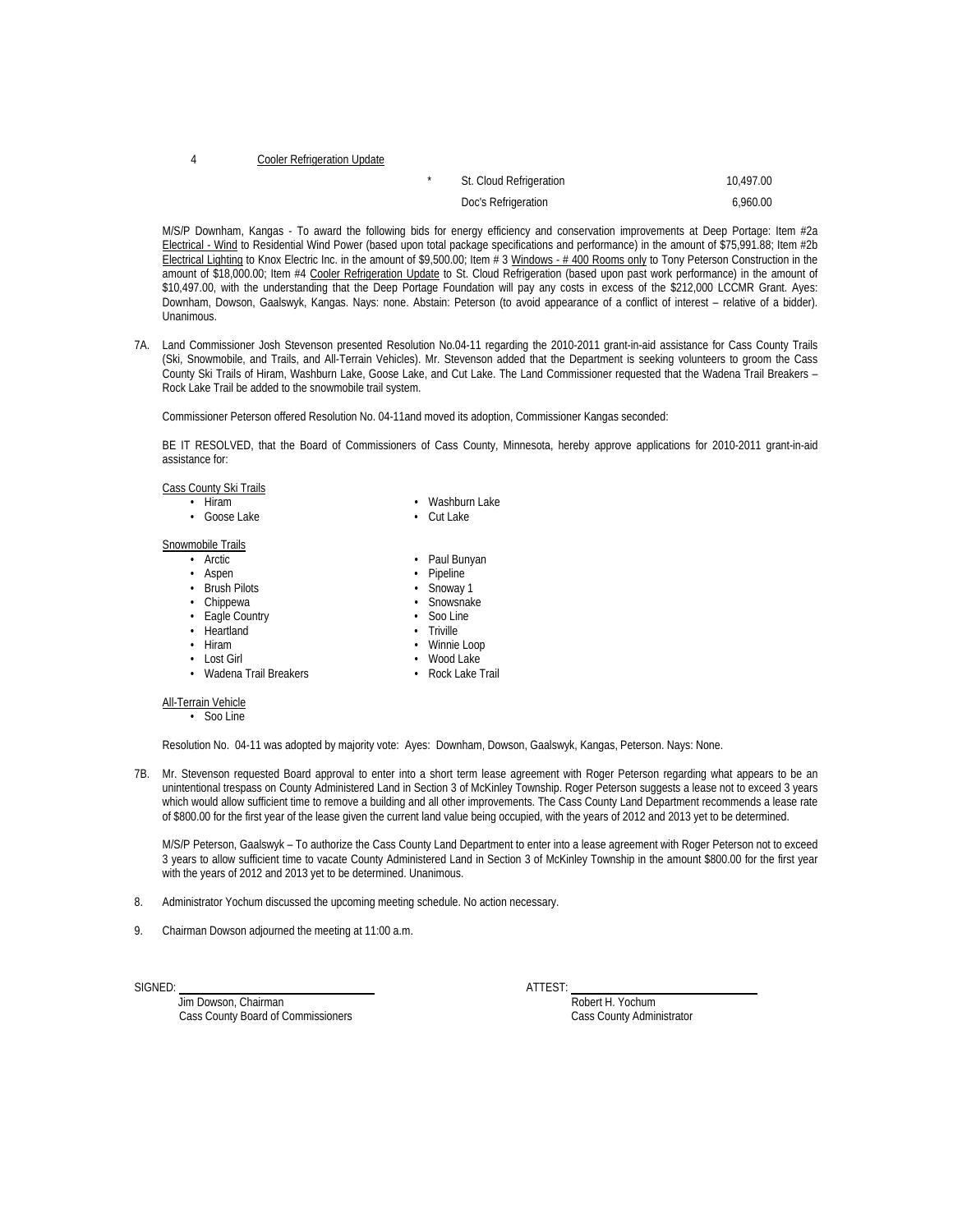| | | | | |
|---|---|---|---|---|
| 4 | Cooler Refrigeration Update | | | |
| | | * | St. Cloud Refrigeration | 10,497.00 |
| | | | Doc's Refrigeration | 6,960.00 |

M/S/P Downham, Kangas - To award the following bids for energy efficiency and conservation improvements at Deep Portage: Item #2a Electrical - Wind to Residential Wind Power (based upon total package specifications and performance) in the amount of $75,991.88; Item #2b Electrical Lighting to Knox Electric Inc. in the amount of $9,500.00; Item # 3 Windows - # 400 Rooms only to Tony Peterson Construction in the amount of $18,000.00; Item #4 Cooler Refrigeration Update to St. Cloud Refrigeration (based upon past work performance) in the amount of $10,497.00, with the understanding that the Deep Portage Foundation will pay any costs in excess of the $212,000 LCCMR Grant. Ayes: Downham, Dowson, Gaalswyk, Kangas. Nays: none. Abstain: Peterson (to avoid appearance of a conflict of interest – relative of a bidder). Unanimous.

7A. Land Commissioner Josh Stevenson presented Resolution No.04-11 regarding the 2010-2011 grant-in-aid assistance for Cass County Trails (Ski, Snowmobile, and Trails, and All-Terrain Vehicles). Mr. Stevenson added that the Department is seeking volunteers to groom the Cass County Ski Trails of Hiram, Washburn Lake, Goose Lake, and Cut Lake. The Land Commissioner requested that the Wadena Trail Breakers – Rock Lake Trail be added to the snowmobile trail system.

Commissioner Peterson offered Resolution No. 04-11and moved its adoption, Commissioner Kangas seconded:

BE IT RESOLVED, that the Board of Commissioners of Cass County, Minnesota, hereby approve applications for 2010-2011 grant-in-aid assistance for:

Cass County Ski Trails

- Hiram
- Goose Lake
- Washburn Lake
- Cut Lake

Snowmobile Trails

- Arctic
- Aspen
- Brush Pilots
- Chippewa
- Eagle Country
- Heartland
- Hiram
- Lost Girl
- Wadena Trail Breakers
- Paul Bunyan
- Pipeline
- Snoway 1
- Snowsnake
- Soo Line
- Triville
- Winnie Loop
- Wood Lake
- Rock Lake Trail

All-Terrain Vehicle

- Soo Line

Resolution No. 04-11 was adopted by majority vote: Ayes: Downham, Dowson, Gaalswyk, Kangas, Peterson. Nays: None.

7B. Mr. Stevenson requested Board approval to enter into a short term lease agreement with Roger Peterson regarding what appears to be an unintentional trespass on County Administered Land in Section 3 of McKinley Township. Roger Peterson suggests a lease not to exceed 3 years which would allow sufficient time to remove a building and all other improvements. The Cass County Land Department recommends a lease rate of $800.00 for the first year of the lease given the current land value being occupied, with the years of 2012 and 2013 yet to be determined.

M/S/P Peterson, Gaalswyk – To authorize the Cass County Land Department to enter into a lease agreement with Roger Peterson not to exceed 3 years to allow sufficient time to vacate County Administered Land in Section 3 of McKinley Township in the amount $800.00 for the first year with the years of 2012 and 2013 yet to be determined. Unanimous.

8. Administrator Yochum discussed the upcoming meeting schedule. No action necessary.

9. Chairman Dowson adjourned the meeting at 11:00 a.m.

SIGNED: ______________________________
Jim Dowson, Chairman
Cass County Board of Commissioners

ATTEST: ______________________________
Robert H. Yochum
Cass County Administrator